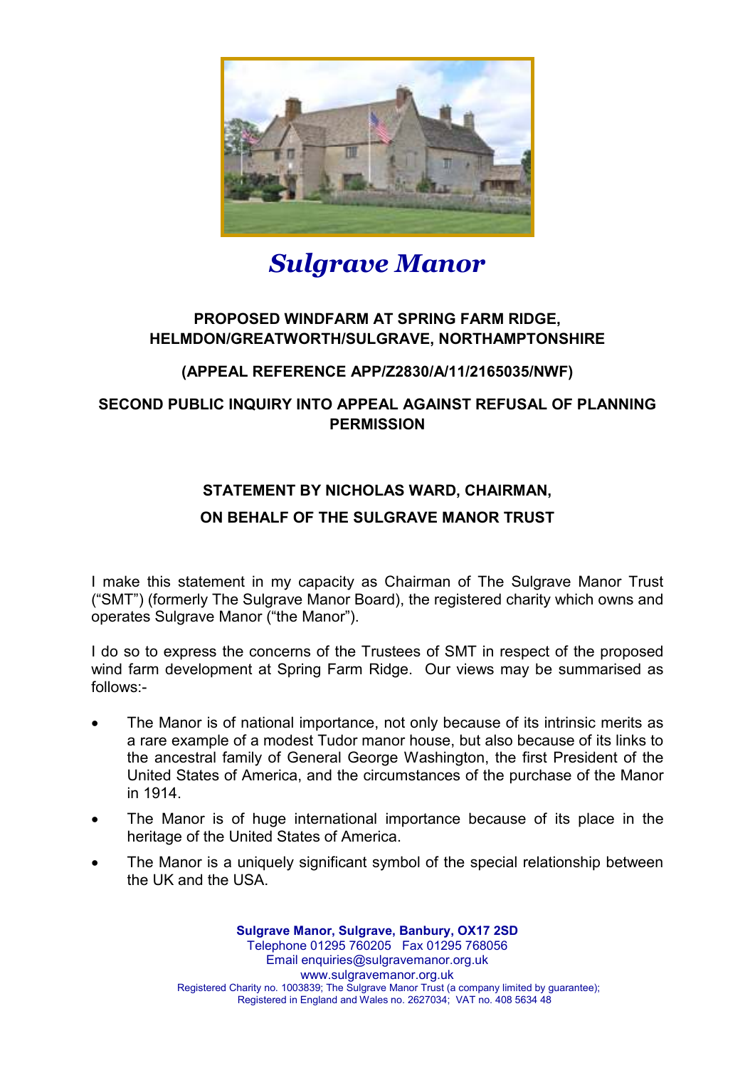# *Sulgrave Manor*

**PROPOSED WINDFARM AT SPRING FARM RIDGE, HELMDON/GREATWORTH/SULGRAVE, NORTHAMPTONSHIRE**

**(APPEAL REFERENCE APP/Z2830/A/11/2165035/NWF)**

**SECOND PUBLIC INQUIRY INTO APPEAL AGAINST REFUSAL OF PLANNING PERMISSION**

**STATEMENT BY NICHOLAS WARD, CHAIRMAN,**

**ON BEHALF OF THE SULGRAVE MANOR TRUST**

I make this statement in my capacity as Chairman of The Sulgrave Manor Trust ("SMT") (formerly The Sulgrave Manor Board), the registered charity which owns and operates Sulgrave Manor ("the Manor").

I do so to express the concerns of the Trustees of SMT in respect of the proposed wind farm development at Spring Farm Ridge. Our views may be summarised as follows:-

- The Manor is of national importance, not only because of its intrinsic merits as a rare example of a modest Tudor manor house, but also because of its links to the ancestral family of General George Washington, the first President of the United States of America, and the circumstances of the purchase of the Manor in 1914.
- The Manor is of huge international importance because of its place in the heritage of the United States of America.
- The Manor is a uniquely significant symbol of the special relationship between the UK and the USA.

**Sulgrave Manor, Sulgrave, Banbury, OX17 2SD**
Telephone 01295 760205 Fax 01295 768056
Email enquiries@sulgravemanor.org.uk
www.sulgravemanor.org.uk
Registered Charity no. 1003839; The Sulgrave Manor Trust (a company limited by guarantee);
Registered in England and Wales no. 2627034; VAT no. 408 5634 48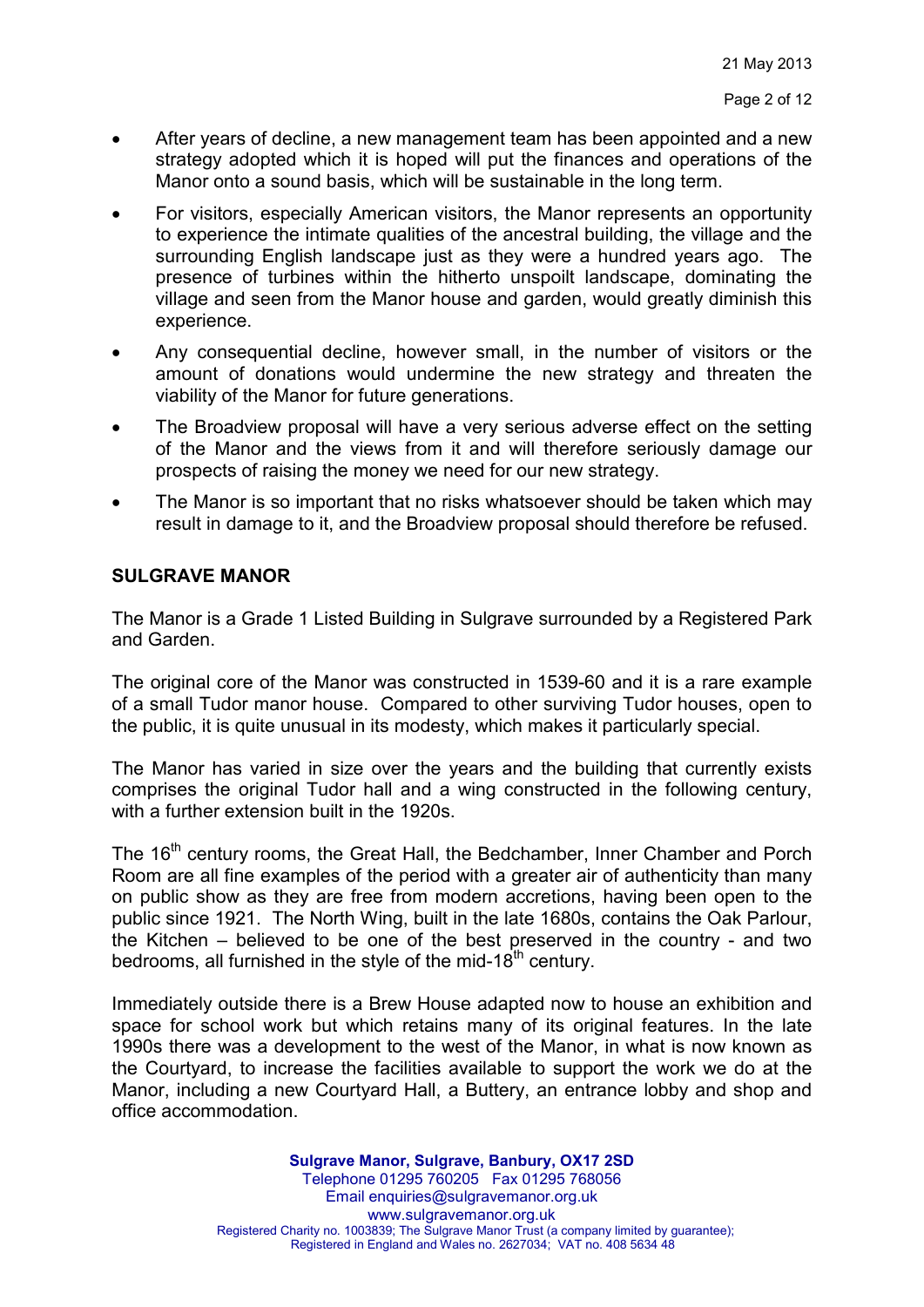- After years of decline, a new management team has been appointed and a new strategy adopted which it is hoped will put the finances and operations of the Manor onto a sound basis, which will be sustainable in the long term.
- For visitors, especially American visitors, the Manor represents an opportunity to experience the intimate qualities of the ancestral building, the village and the surrounding English landscape just as they were a hundred years ago. The presence of turbines within the hitherto unspoilt landscape, dominating the village and seen from the Manor house and garden, would greatly diminish this experience.
- Any consequential decline, however small, in the number of visitors or the amount of donations would undermine the new strategy and threaten the viability of the Manor for future generations.
- The Broadview proposal will have a very serious adverse effect on the setting of the Manor and the views from it and will therefore seriously damage our prospects of raising the money we need for our new strategy.
- The Manor is so important that no risks whatsoever should be taken which may result in damage to it, and the Broadview proposal should therefore be refused.

## SULGRAVE MANOR

The Manor is a Grade 1 Listed Building in Sulgrave surrounded by a Registered Park and Garden.

The original core of the Manor was constructed in 1539-60 and it is a rare example of a small Tudor manor house. Compared to other surviving Tudor houses, open to the public, it is quite unusual in its modesty, which makes it particularly special.

The Manor has varied in size over the years and the building that currently exists comprises the original Tudor hall and a wing constructed in the following century, with a further extension built in the 1920s.

The 16th century rooms, the Great Hall, the Bedchamber, Inner Chamber and Porch Room are all fine examples of the period with a greater air of authenticity than many on public show as they are free from modern accretions, having been open to the public since 1921. The North Wing, built in the late 1680s, contains the Oak Parlour, the Kitchen – believed to be one of the best preserved in the country - and two bedrooms, all furnished in the style of the mid-18th century.

Immediately outside there is a Brew House adapted now to house an exhibition and space for school work but which retains many of its original features. In the late 1990s there was a development to the west of the Manor, in what is now known as the Courtyard, to increase the facilities available to support the work we do at the Manor, including a new Courtyard Hall, a Buttery, an entrance lobby and shop and office accommodation.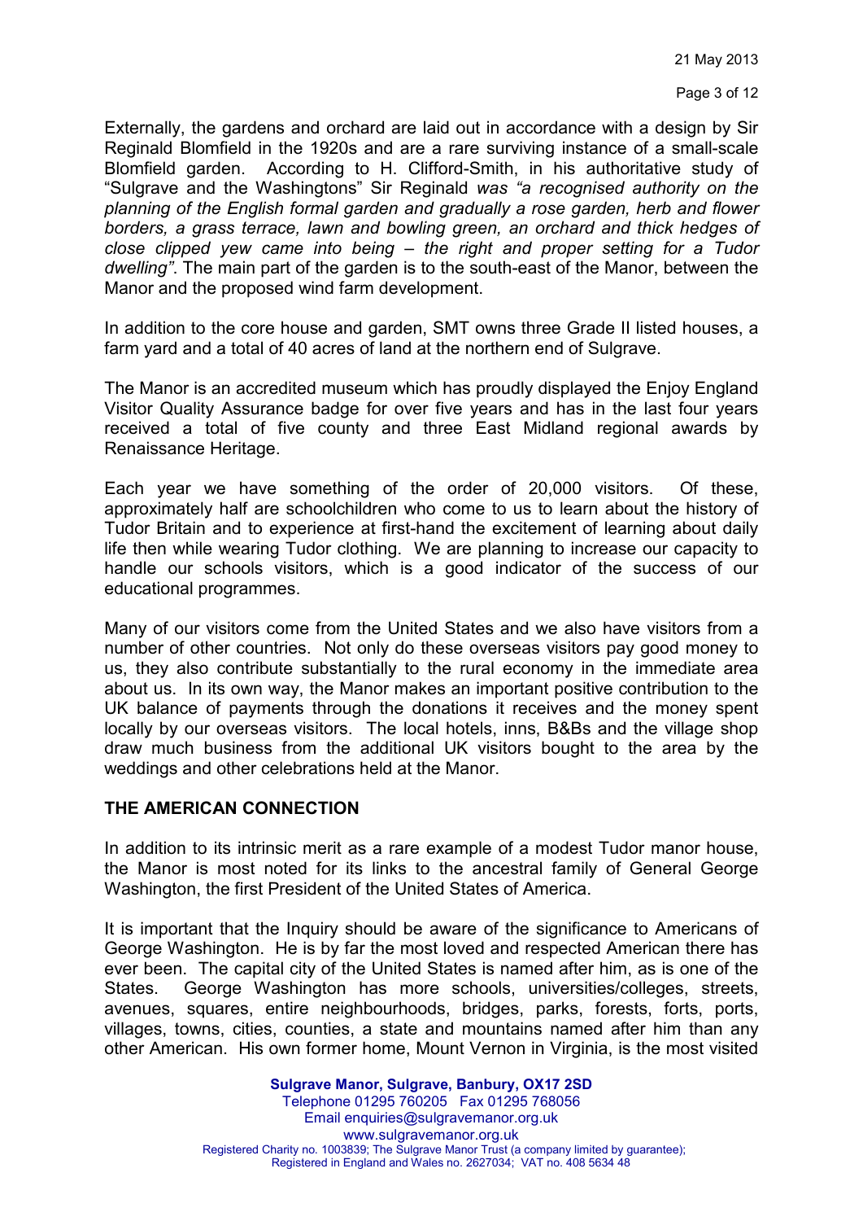Externally, the gardens and orchard are laid out in accordance with a design by Sir Reginald Blomfield in the 1920s and are a rare surviving instance of a small-scale Blomfield garden. According to H. Clifford-Smith, in his authoritative study of "Sulgrave and the Washingtons" Sir Reginald *was "a recognised authority on the planning of the English formal garden and gradually a rose garden, herb and flower borders, a grass terrace, lawn and bowling green, an orchard and thick hedges of close clipped yew came into being – the right and proper setting for a Tudor dwelling"*. The main part of the garden is to the south-east of the Manor, between the Manor and the proposed wind farm development.

In addition to the core house and garden, SMT owns three Grade II listed houses, a farm yard and a total of 40 acres of land at the northern end of Sulgrave.

The Manor is an accredited museum which has proudly displayed the Enjoy England Visitor Quality Assurance badge for over five years and has in the last four years received a total of five county and three East Midland regional awards by Renaissance Heritage.

Each year we have something of the order of 20,000 visitors. Of these, approximately half are schoolchildren who come to us to learn about the history of Tudor Britain and to experience at first-hand the excitement of learning about daily life then while wearing Tudor clothing. We are planning to increase our capacity to handle our schools visitors, which is a good indicator of the success of our educational programmes.

Many of our visitors come from the United States and we also have visitors from a number of other countries. Not only do these overseas visitors pay good money to us, they also contribute substantially to the rural economy in the immediate area about us. In its own way, the Manor makes an important positive contribution to the UK balance of payments through the donations it receives and the money spent locally by our overseas visitors. The local hotels, inns, B&Bs and the village shop draw much business from the additional UK visitors bought to the area by the weddings and other celebrations held at the Manor.

## THE AMERICAN CONNECTION

In addition to its intrinsic merit as a rare example of a modest Tudor manor house, the Manor is most noted for its links to the ancestral family of General George Washington, the first President of the United States of America.

It is important that the Inquiry should be aware of the significance to Americans of George Washington. He is by far the most loved and respected American there has ever been. The capital city of the United States is named after him, as is one of the States. George Washington has more schools, universities/colleges, streets, avenues, squares, entire neighbourhoods, bridges, parks, forests, forts, ports, villages, towns, cities, counties, a state and mountains named after him than any other American. His own former home, Mount Vernon in Virginia, is the most visited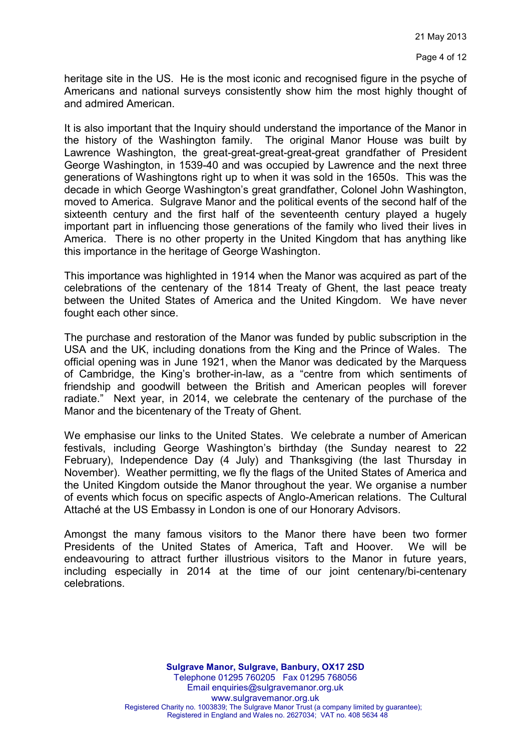heritage site in the US. He is the most iconic and recognised figure in the psyche of Americans and national surveys consistently show him the most highly thought of and admired American.

It is also important that the Inquiry should understand the importance of the Manor in the history of the Washington family. The original Manor House was built by Lawrence Washington, the great-great-great-great-great grandfather of President George Washington, in 1539-40 and was occupied by Lawrence and the next three generations of Washingtons right up to when it was sold in the 1650s. This was the decade in which George Washington's great grandfather, Colonel John Washington, moved to America. Sulgrave Manor and the political events of the second half of the sixteenth century and the first half of the seventeenth century played a hugely important part in influencing those generations of the family who lived their lives in America. There is no other property in the United Kingdom that has anything like this importance in the heritage of George Washington.

This importance was highlighted in 1914 when the Manor was acquired as part of the celebrations of the centenary of the 1814 Treaty of Ghent, the last peace treaty between the United States of America and the United Kingdom. We have never fought each other since.

The purchase and restoration of the Manor was funded by public subscription in the USA and the UK, including donations from the King and the Prince of Wales. The official opening was in June 1921, when the Manor was dedicated by the Marquess of Cambridge, the King's brother-in-law, as a "centre from which sentiments of friendship and goodwill between the British and American peoples will forever radiate." Next year, in 2014, we celebrate the centenary of the purchase of the Manor and the bicentenary of the Treaty of Ghent.

We emphasise our links to the United States. We celebrate a number of American festivals, including George Washington's birthday (the Sunday nearest to 22 February), Independence Day (4 July) and Thanksgiving (the last Thursday in November). Weather permitting, we fly the flags of the United States of America and the United Kingdom outside the Manor throughout the year. We organise a number of events which focus on specific aspects of Anglo-American relations. The Cultural Attaché at the US Embassy in London is one of our Honorary Advisors.

Amongst the many famous visitors to the Manor there have been two former Presidents of the United States of America, Taft and Hoover. We will be endeavouring to attract further illustrious visitors to the Manor in future years, including especially in 2014 at the time of our joint centenary/bi-centenary celebrations.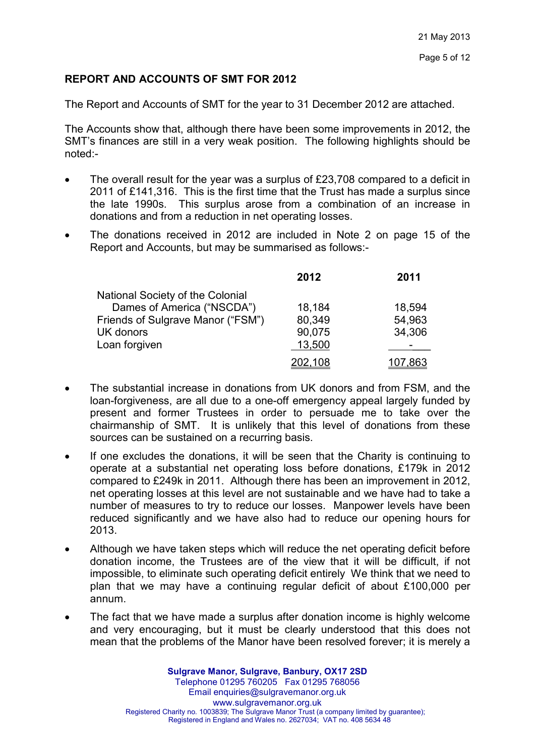21 May 2013

## REPORT AND ACCOUNTS OF SMT FOR 2012

The Report and Accounts of SMT for the year to 31 December 2012 are attached.

The Accounts show that, although there have been some improvements in 2012, the SMT's finances are still in a very weak position. The following highlights should be noted:-

- The overall result for the year was a surplus of £23,708 compared to a deficit in 2011 of £141,316. This is the first time that the Trust has made a surplus since the late 1990s. This surplus arose from a combination of an increase in donations and from a reduction in net operating losses.
- The donations received in 2012 are included in Note 2 on page 15 of the Report and Accounts, but may be summarised as follows:-

| | 2012 | 2011 |
|---|---|---|
| National Society of the Colonial Dames of America ("NSCDA") | 18,184 | 18,594 |
| Friends of Sulgrave Manor ("FSM") | 80,349 | 54,963 |
| UK donors | 90,075 | 34,306 |
| Loan forgiven | 13,500 | - |
| | 202,108 | 107,863 |

- The substantial increase in donations from UK donors and from FSM, and the loan-forgiveness, are all due to a one-off emergency appeal largely funded by present and former Trustees in order to persuade me to take over the chairmanship of SMT. It is unlikely that this level of donations from these sources can be sustained on a recurring basis.
- If one excludes the donations, it will be seen that the Charity is continuing to operate at a substantial net operating loss before donations, £179k in 2012 compared to £249k in 2011. Although there has been an improvement in 2012, net operating losses at this level are not sustainable and we have had to take a number of measures to try to reduce our losses. Manpower levels have been reduced significantly and we have also had to reduce our opening hours for 2013.
- Although we have taken steps which will reduce the net operating deficit before donation income, the Trustees are of the view that it will be difficult, if not impossible, to eliminate such operating deficit entirely We think that we need to plan that we may have a continuing regular deficit of about £100,000 per annum.
- The fact that we have made a surplus after donation income is highly welcome and very encouraging, but it must be clearly understood that this does not mean that the problems of the Manor have been resolved forever; it is merely a

**Sulgrave Manor, Sulgrave, Banbury, OX17 2SD**
Telephone 01295 760205 Fax 01295 768056
Email enquiries@sulgravemanor.org.uk
www.sulgravemanor.org.uk
Registered Charity no. 1003839; The Sulgrave Manor Trust (a company limited by guarantee); Registered in England and Wales no. 2627034; VAT no. 408 5634 48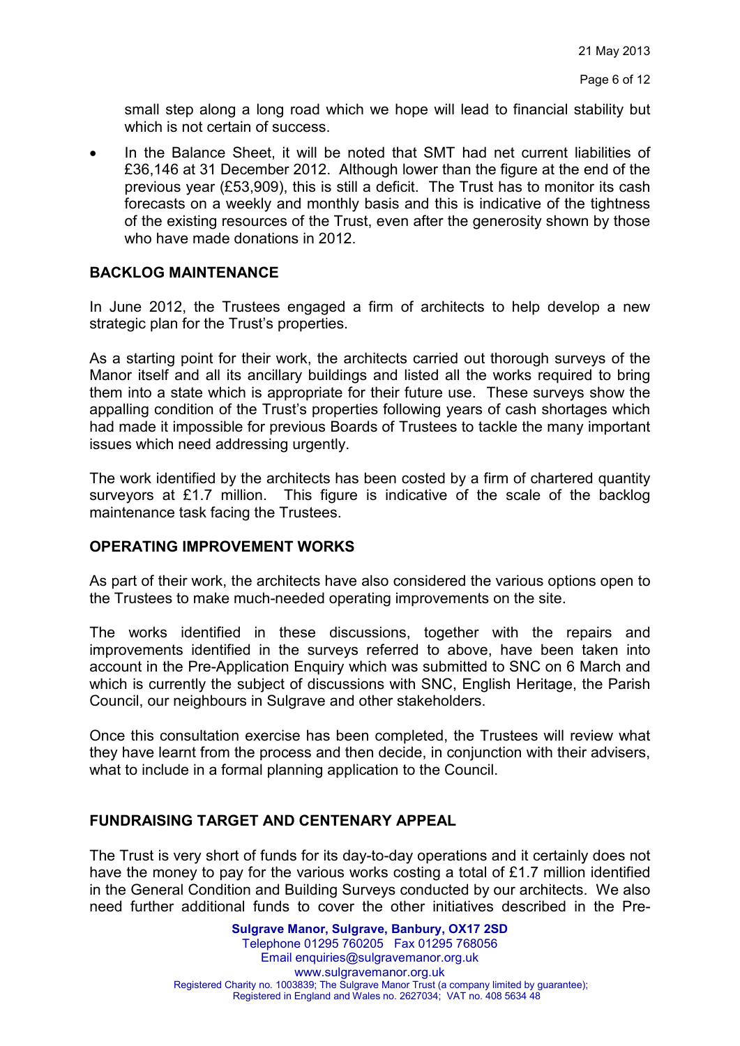small step along a long road which we hope will lead to financial stability but which is not certain of success.

- In the Balance Sheet, it will be noted that SMT had net current liabilities of £36,146 at 31 December 2012. Although lower than the figure at the end of the previous year (£53,909), this is still a deficit. The Trust has to monitor its cash forecasts on a weekly and monthly basis and this is indicative of the tightness of the existing resources of the Trust, even after the generosity shown by those who have made donations in 2012.

## BACKLOG MAINTENANCE

In June 2012, the Trustees engaged a firm of architects to help develop a new strategic plan for the Trust's properties.

As a starting point for their work, the architects carried out thorough surveys of the Manor itself and all its ancillary buildings and listed all the works required to bring them into a state which is appropriate for their future use. These surveys show the appalling condition of the Trust's properties following years of cash shortages which had made it impossible for previous Boards of Trustees to tackle the many important issues which need addressing urgently.

The work identified by the architects has been costed by a firm of chartered quantity surveyors at £1.7 million. This figure is indicative of the scale of the backlog maintenance task facing the Trustees.

## OPERATING IMPROVEMENT WORKS

As part of their work, the architects have also considered the various options open to the Trustees to make much-needed operating improvements on the site.

The works identified in these discussions, together with the repairs and improvements identified in the surveys referred to above, have been taken into account in the Pre-Application Enquiry which was submitted to SNC on 6 March and which is currently the subject of discussions with SNC, English Heritage, the Parish Council, our neighbours in Sulgrave and other stakeholders.

Once this consultation exercise has been completed, the Trustees will review what they have learnt from the process and then decide, in conjunction with their advisers, what to include in a formal planning application to the Council.

## FUNDRAISING TARGET AND CENTENARY APPEAL

The Trust is very short of funds for its day-to-day operations and it certainly does not have the money to pay for the various works costing a total of £1.7 million identified in the General Condition and Building Surveys conducted by our architects. We also need further additional funds to cover the other initiatives described in the Pre-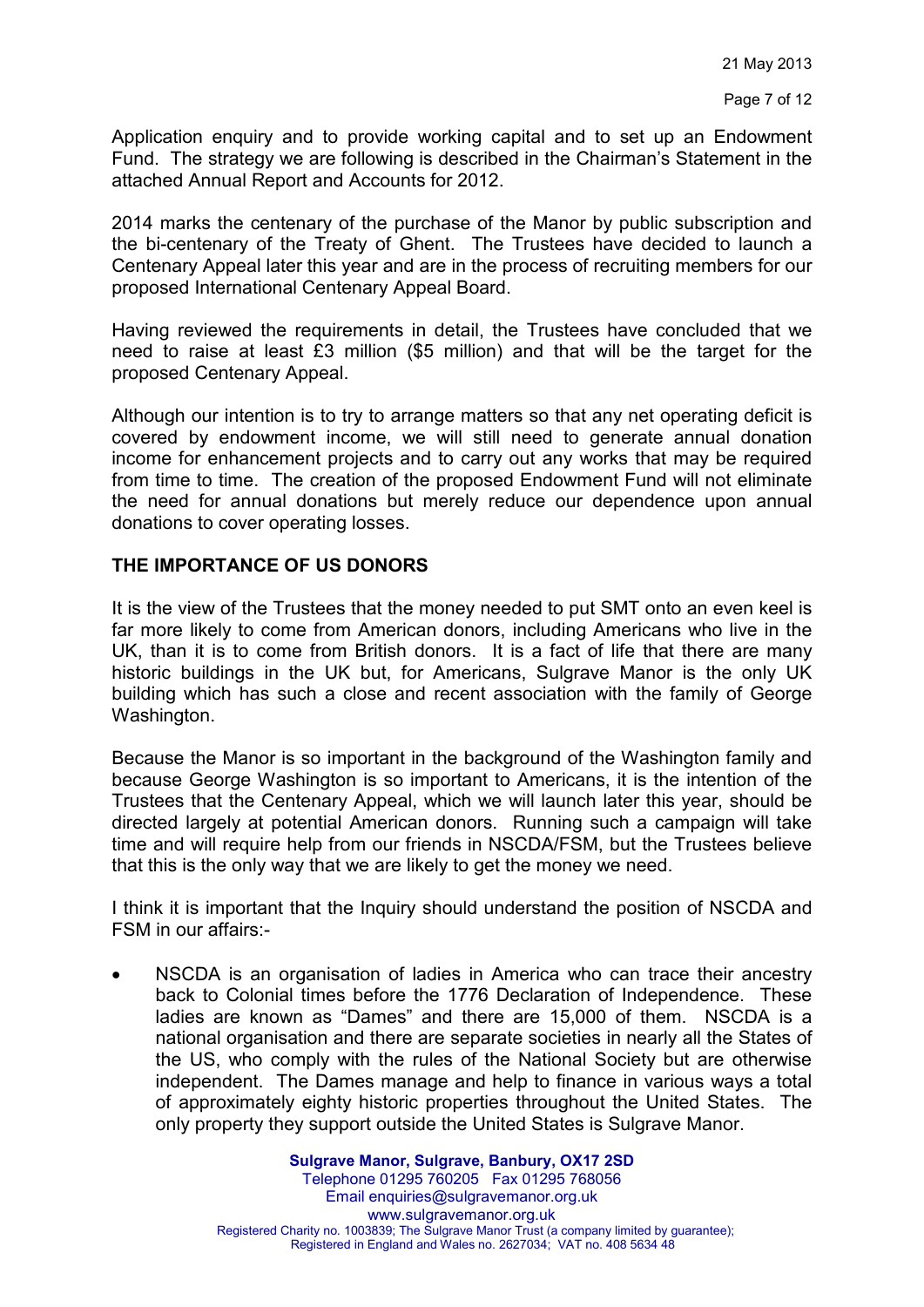Application enquiry and to provide working capital and to set up an Endowment Fund. The strategy we are following is described in the Chairman's Statement in the attached Annual Report and Accounts for 2012.

2014 marks the centenary of the purchase of the Manor by public subscription and the bi-centenary of the Treaty of Ghent. The Trustees have decided to launch a Centenary Appeal later this year and are in the process of recruiting members for our proposed International Centenary Appeal Board.

Having reviewed the requirements in detail, the Trustees have concluded that we need to raise at least £3 million ($5 million) and that will be the target for the proposed Centenary Appeal.

Although our intention is to try to arrange matters so that any net operating deficit is covered by endowment income, we will still need to generate annual donation income for enhancement projects and to carry out any works that may be required from time to time. The creation of the proposed Endowment Fund will not eliminate the need for annual donations but merely reduce our dependence upon annual donations to cover operating losses.

## THE IMPORTANCE OF US DONORS

It is the view of the Trustees that the money needed to put SMT onto an even keel is far more likely to come from American donors, including Americans who live in the UK, than it is to come from British donors. It is a fact of life that there are many historic buildings in the UK but, for Americans, Sulgrave Manor is the only UK building which has such a close and recent association with the family of George Washington.

Because the Manor is so important in the background of the Washington family and because George Washington is so important to Americans, it is the intention of the Trustees that the Centenary Appeal, which we will launch later this year, should be directed largely at potential American donors. Running such a campaign will take time and will require help from our friends in NSCDA/FSM, but the Trustees believe that this is the only way that we are likely to get the money we need.

I think it is important that the Inquiry should understand the position of NSCDA and FSM in our affairs:-

- NSCDA is an organisation of ladies in America who can trace their ancestry back to Colonial times before the 1776 Declaration of Independence. These ladies are known as "Dames" and there are 15,000 of them. NSCDA is a national organisation and there are separate societies in nearly all the States of the US, who comply with the rules of the National Society but are otherwise independent. The Dames manage and help to finance in various ways a total of approximately eighty historic properties throughout the United States. The only property they support outside the United States is Sulgrave Manor.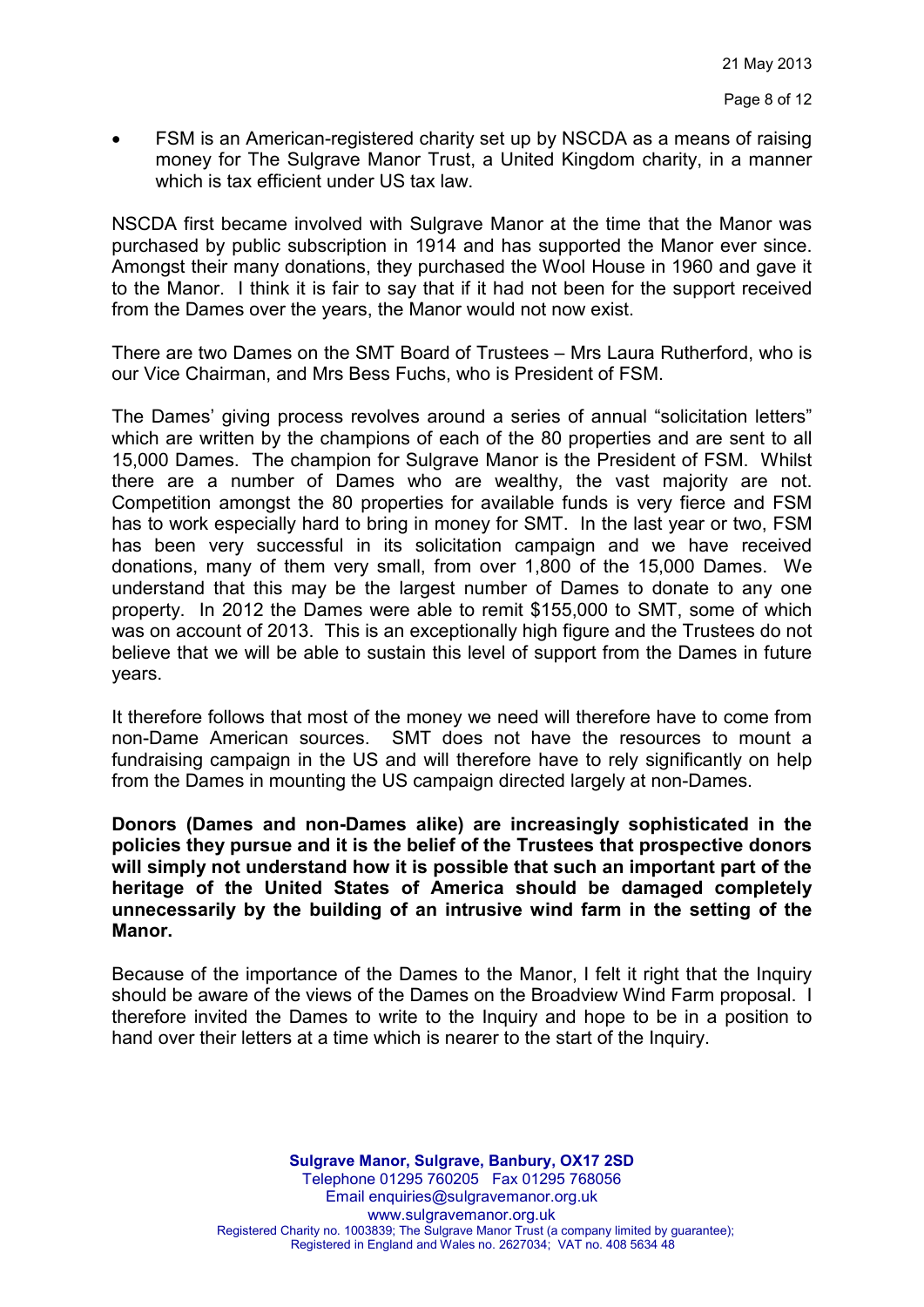- FSM is an American-registered charity set up by NSCDA as a means of raising money for The Sulgrave Manor Trust, a United Kingdom charity, in a manner which is tax efficient under US tax law.

NSCDA first became involved with Sulgrave Manor at the time that the Manor was purchased by public subscription in 1914 and has supported the Manor ever since. Amongst their many donations, they purchased the Wool House in 1960 and gave it to the Manor. I think it is fair to say that if it had not been for the support received from the Dames over the years, the Manor would not now exist.

There are two Dames on the SMT Board of Trustees – Mrs Laura Rutherford, who is our Vice Chairman, and Mrs Bess Fuchs, who is President of FSM.

The Dames' giving process revolves around a series of annual "solicitation letters" which are written by the champions of each of the 80 properties and are sent to all 15,000 Dames. The champion for Sulgrave Manor is the President of FSM. Whilst there are a number of Dames who are wealthy, the vast majority are not. Competition amongst the 80 properties for available funds is very fierce and FSM has to work especially hard to bring in money for SMT. In the last year or two, FSM has been very successful in its solicitation campaign and we have received donations, many of them very small, from over 1,800 of the 15,000 Dames. We understand that this may be the largest number of Dames to donate to any one property. In 2012 the Dames were able to remit $155,000 to SMT, some of which was on account of 2013. This is an exceptionally high figure and the Trustees do not believe that we will be able to sustain this level of support from the Dames in future years.

It therefore follows that most of the money we need will therefore have to come from non-Dame American sources. SMT does not have the resources to mount a fundraising campaign in the US and will therefore have to rely significantly on help from the Dames in mounting the US campaign directed largely at non-Dames.

**Donors (Dames and non-Dames alike) are increasingly sophisticated in the policies they pursue and it is the belief of the Trustees that prospective donors will simply not understand how it is possible that such an important part of the heritage of the United States of America should be damaged completely unnecessarily by the building of an intrusive wind farm in the setting of the Manor.**

Because of the importance of the Dames to the Manor, I felt it right that the Inquiry should be aware of the views of the Dames on the Broadview Wind Farm proposal. I therefore invited the Dames to write to the Inquiry and hope to be in a position to hand over their letters at a time which is nearer to the start of the Inquiry.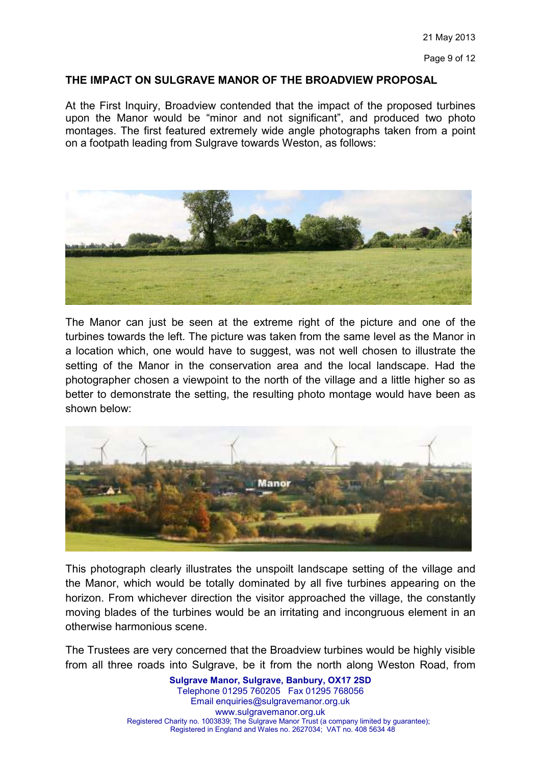## THE IMPACT ON SULGRAVE MANOR OF THE BROADVIEW PROPOSAL

At the First Inquiry, Broadview contended that the impact of the proposed turbines upon the Manor would be "minor and not significant", and produced two photo montages. The first featured extremely wide angle photographs taken from a point on a footpath leading from Sulgrave towards Weston, as follows:

The Manor can just be seen at the extreme right of the picture and one of the turbines towards the left. The picture was taken from the same level as the Manor in a location which, one would have to suggest, was not well chosen to illustrate the setting of the Manor in the conservation area and the local landscape. Had the photographer chosen a viewpoint to the north of the village and a little higher so as better to demonstrate the setting, the resulting photo montage would have been as shown below:

This photograph clearly illustrates the unspoilt landscape setting of the village and the Manor, which would be totally dominated by all five turbines appearing on the horizon. From whichever direction the visitor approached the village, the constantly moving blades of the turbines would be an irritating and incongruous element in an otherwise harmonious scene.

The Trustees are very concerned that the Broadview turbines would be highly visible from all three roads into Sulgrave, be it from the north along Weston Road, from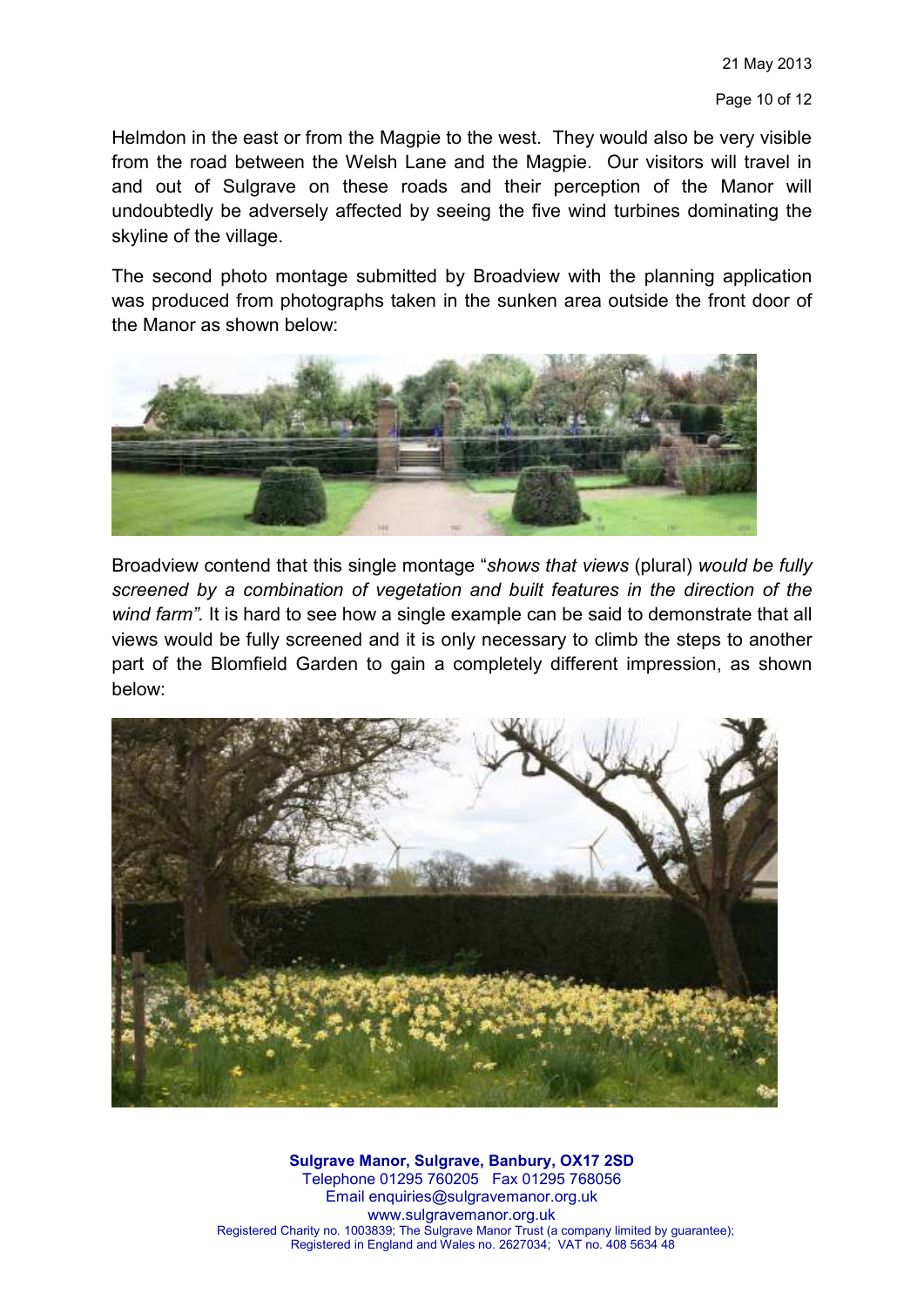Helmdon in the east or from the Magpie to the west. They would also be very visible from the road between the Welsh Lane and the Magpie. Our visitors will travel in and out of Sulgrave on these roads and their perception of the Manor will undoubtedly be adversely affected by seeing the five wind turbines dominating the skyline of the village.

The second photo montage submitted by Broadview with the planning application was produced from photographs taken in the sunken area outside the front door of the Manor as shown below:

Broadview contend that this single montage "*shows that views* (plural) *would be fully screened by a combination of vegetation and built features in the direction of the wind farm".* It is hard to see how a single example can be said to demonstrate that all views would be fully screened and it is only necessary to climb the steps to another part of the Blomfield Garden to gain a completely different impression, as shown below:

**Sulgrave Manor, Sulgrave, Banbury, OX17 2SD**
Telephone 01295 760205 Fax 01295 768056
Email enquiries@sulgravemanor.org.uk
www.sulgravemanor.org.uk
Registered Charity no. 1003839; The Sulgrave Manor Trust (a company limited by guarantee);
Registered in England and Wales no. 2627034; VAT no. 408 5634 48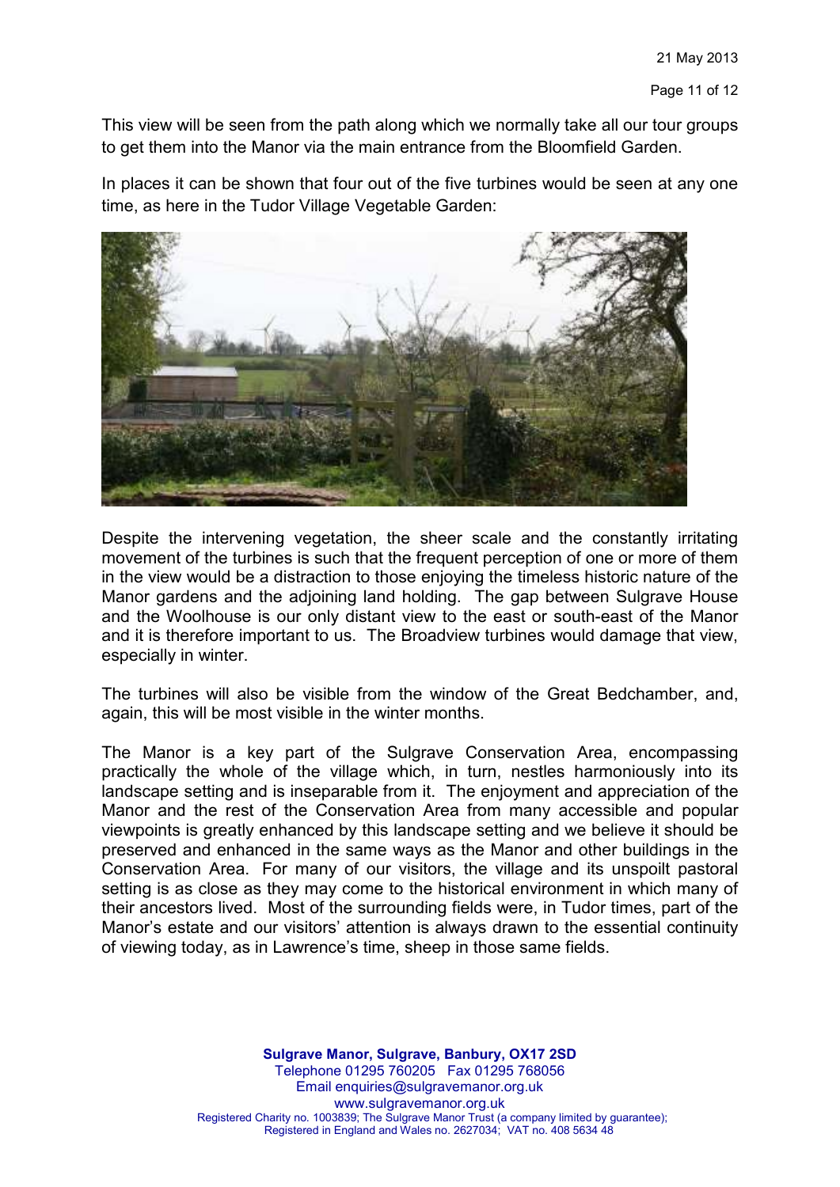This view will be seen from the path along which we normally take all our tour groups to get them into the Manor via the main entrance from the Bloomfield Garden.

In places it can be shown that four out of the five turbines would be seen at any one time, as here in the Tudor Village Vegetable Garden:

Despite the intervening vegetation, the sheer scale and the constantly irritating movement of the turbines is such that the frequent perception of one or more of them in the view would be a distraction to those enjoying the timeless historic nature of the Manor gardens and the adjoining land holding. The gap between Sulgrave House and the Woolhouse is our only distant view to the east or south-east of the Manor and it is therefore important to us. The Broadview turbines would damage that view, especially in winter.

The turbines will also be visible from the window of the Great Bedchamber, and, again, this will be most visible in the winter months.

The Manor is a key part of the Sulgrave Conservation Area, encompassing practically the whole of the village which, in turn, nestles harmoniously into its landscape setting and is inseparable from it. The enjoyment and appreciation of the Manor and the rest of the Conservation Area from many accessible and popular viewpoints is greatly enhanced by this landscape setting and we believe it should be preserved and enhanced in the same ways as the Manor and other buildings in the Conservation Area. For many of our visitors, the village and its unspoilt pastoral setting is as close as they may come to the historical environment in which many of their ancestors lived. Most of the surrounding fields were, in Tudor times, part of the Manor's estate and our visitors' attention is always drawn to the essential continuity of viewing today, as in Lawrence's time, sheep in those same fields.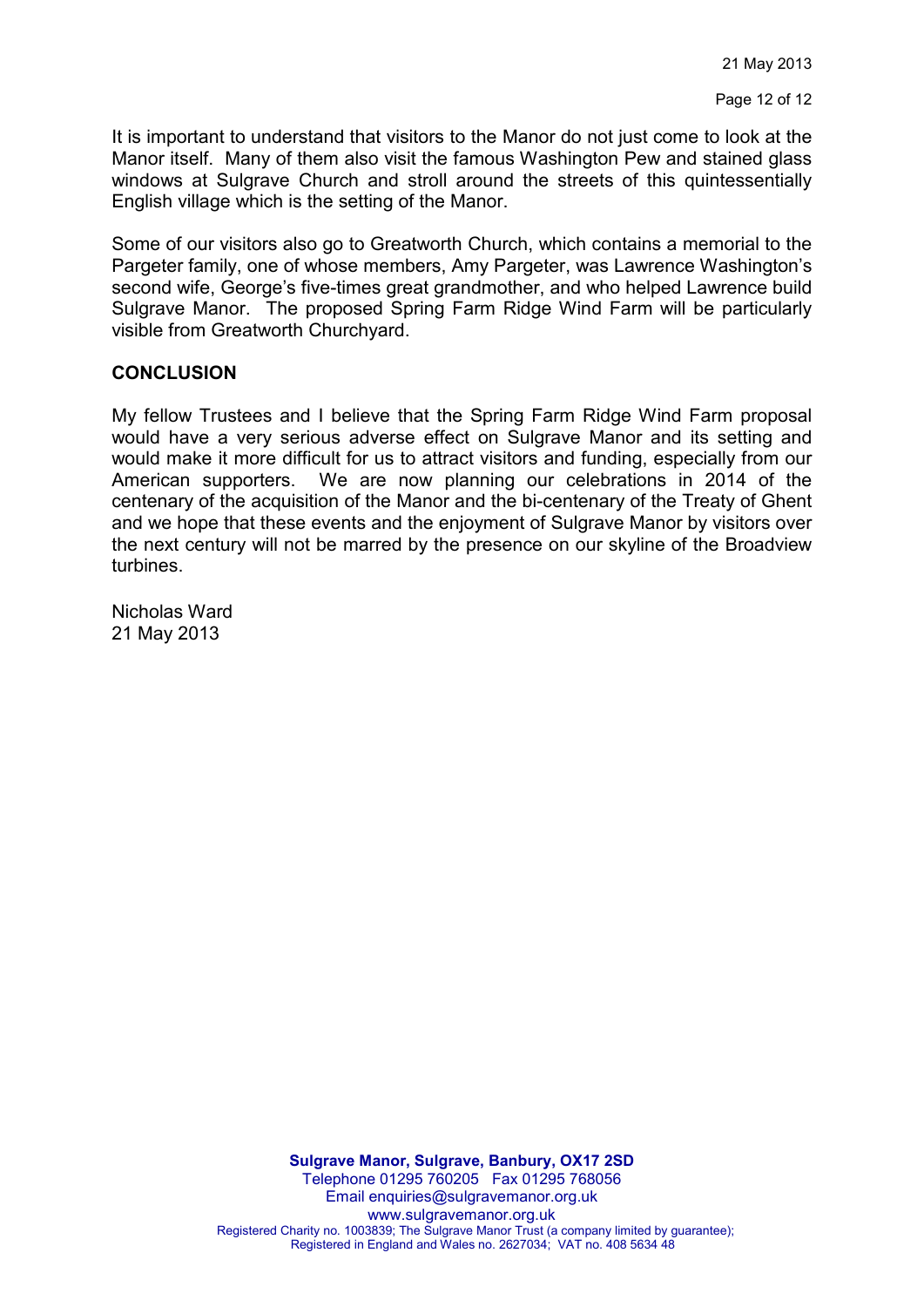It is important to understand that visitors to the Manor do not just come to look at the Manor itself. Many of them also visit the famous Washington Pew and stained glass windows at Sulgrave Church and stroll around the streets of this quintessentially English village which is the setting of the Manor.

Some of our visitors also go to Greatworth Church, which contains a memorial to the Pargeter family, one of whose members, Amy Pargeter, was Lawrence Washington's second wife, George's five-times great grandmother, and who helped Lawrence build Sulgrave Manor. The proposed Spring Farm Ridge Wind Farm will be particularly visible from Greatworth Churchyard.

**CONCLUSION**

My fellow Trustees and I believe that the Spring Farm Ridge Wind Farm proposal would have a very serious adverse effect on Sulgrave Manor and its setting and would make it more difficult for us to attract visitors and funding, especially from our American supporters. We are now planning our celebrations in 2014 of the centenary of the acquisition of the Manor and the bi-centenary of the Treaty of Ghent and we hope that these events and the enjoyment of Sulgrave Manor by visitors over the next century will not be marred by the presence on our skyline of the Broadview turbines.

Nicholas Ward
21 May 2013